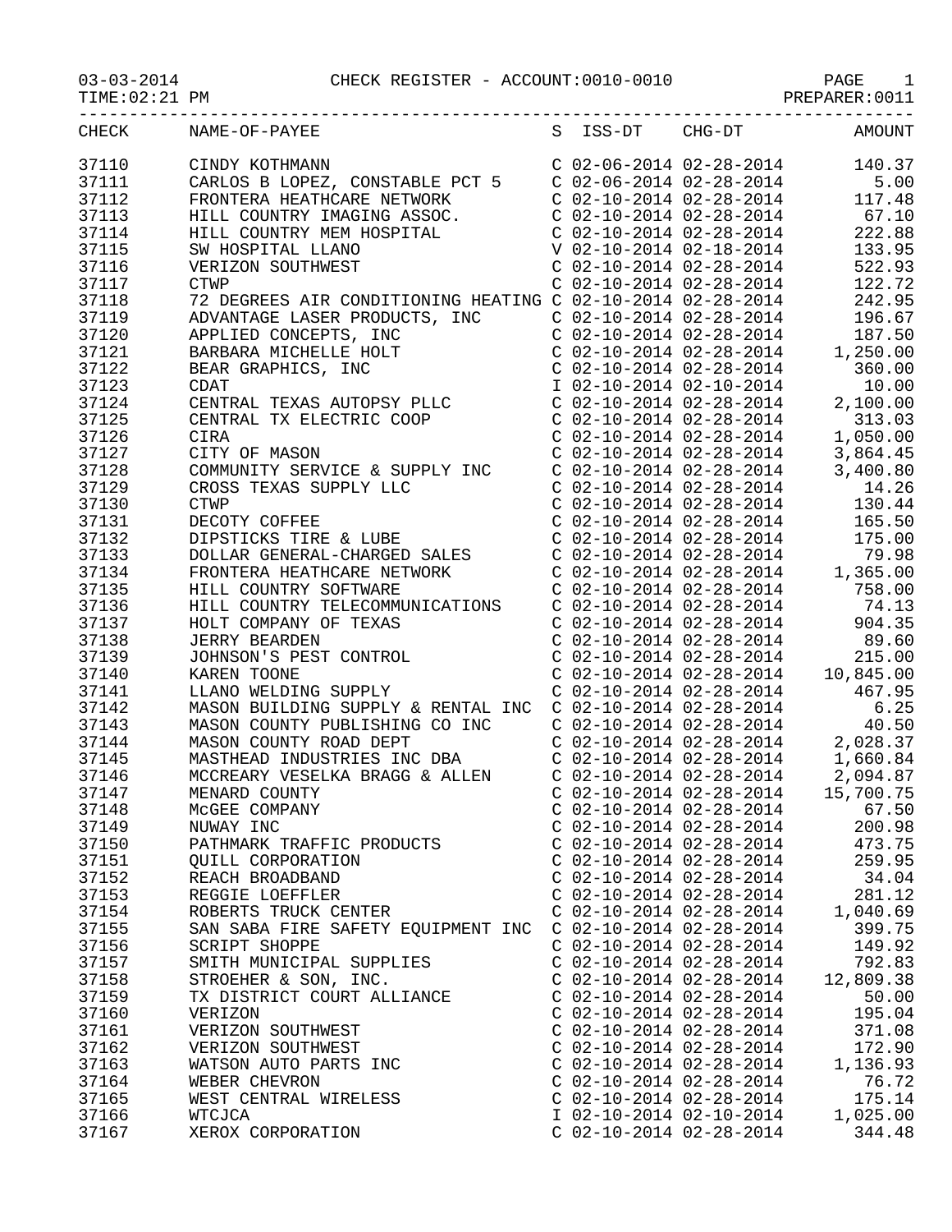03-03-2014 CHECK REGISTER - ACCOUNT:0010-0010

TIME:02:21 PM PREPARER:0011

| CHECK | NAME-OF-PAYEE | S | ISS-DT | CHG-DT | AMOUNT |
|---|---|---|---|---|---|
| 37110 | CINDY KOTHMANN | C | 02-06-2014 | 02-28-2014 | 140.37 |
| 37111 | CARLOS B LOPEZ, CONSTABLE PCT 5 | C | 02-06-2014 | 02-28-2014 | 5.00 |
| 37112 | FRONTERA HEATHCARE NETWORK | C | 02-10-2014 | 02-28-2014 | 117.48 |
| 37113 | HILL COUNTRY IMAGING ASSOC. | C | 02-10-2014 | 02-28-2014 | 67.10 |
| 37114 | HILL COUNTRY MEM HOSPITAL | C | 02-10-2014 | 02-28-2014 | 222.88 |
| 37115 | SW HOSPITAL LLANO | V | 02-10-2014 | 02-18-2014 | 133.95 |
| 37116 | VERIZON SOUTHWEST | C | 02-10-2014 | 02-28-2014 | 522.93 |
| 37117 | CTWP | C | 02-10-2014 | 02-28-2014 | 122.72 |
| 37118 | 72 DEGREES AIR CONDITIONING HEATING | C | 02-10-2014 | 02-28-2014 | 242.95 |
| 37119 | ADVANTAGE LASER PRODUCTS, INC | C | 02-10-2014 | 02-28-2014 | 196.67 |
| 37120 | APPLIED CONCEPTS, INC | C | 02-10-2014 | 02-28-2014 | 187.50 |
| 37121 | BARBARA MICHELLE HOLT | C | 02-10-2014 | 02-28-2014 | 1,250.00 |
| 37122 | BEAR GRAPHICS, INC | C | 02-10-2014 | 02-28-2014 | 360.00 |
| 37123 | CDAT | I | 02-10-2014 | 02-10-2014 | 10.00 |
| 37124 | CENTRAL TEXAS AUTOPSY PLLC | C | 02-10-2014 | 02-28-2014 | 2,100.00 |
| 37125 | CENTRAL TX ELECTRIC COOP | C | 02-10-2014 | 02-28-2014 | 313.03 |
| 37126 | CIRA | C | 02-10-2014 | 02-28-2014 | 1,050.00 |
| 37127 | CITY OF MASON | C | 02-10-2014 | 02-28-2014 | 3,864.45 |
| 37128 | COMMUNITY SERVICE & SUPPLY INC | C | 02-10-2014 | 02-28-2014 | 3,400.80 |
| 37129 | CROSS TEXAS SUPPLY LLC | C | 02-10-2014 | 02-28-2014 | 14.26 |
| 37130 | CTWP | C | 02-10-2014 | 02-28-2014 | 130.44 |
| 37131 | DECOTY COFFEE | C | 02-10-2014 | 02-28-2014 | 165.50 |
| 37132 | DIPSTICKS TIRE & LUBE | C | 02-10-2014 | 02-28-2014 | 175.00 |
| 37133 | DOLLAR GENERAL-CHARGED SALES | C | 02-10-2014 | 02-28-2014 | 79.98 |
| 37134 | FRONTERA HEATHCARE NETWORK | C | 02-10-2014 | 02-28-2014 | 1,365.00 |
| 37135 | HILL COUNTRY SOFTWARE | C | 02-10-2014 | 02-28-2014 | 758.00 |
| 37136 | HILL COUNTRY TELECOMMUNICATIONS | C | 02-10-2014 | 02-28-2014 | 74.13 |
| 37137 | HOLT COMPANY OF TEXAS | C | 02-10-2014 | 02-28-2014 | 904.35 |
| 37138 | JERRY BEARDEN | C | 02-10-2014 | 02-28-2014 | 89.60 |
| 37139 | JOHNSON'S PEST CONTROL | C | 02-10-2014 | 02-28-2014 | 215.00 |
| 37140 | KAREN TOONE | C | 02-10-2014 | 02-28-2014 | 10,845.00 |
| 37141 | LLANO WELDING SUPPLY | C | 02-10-2014 | 02-28-2014 | 467.95 |
| 37142 | MASON BUILDING SUPPLY & RENTAL INC | C | 02-10-2014 | 02-28-2014 | 6.25 |
| 37143 | MASON COUNTY PUBLISHING CO INC | C | 02-10-2014 | 02-28-2014 | 40.50 |
| 37144 | MASON COUNTY ROAD DEPT | C | 02-10-2014 | 02-28-2014 | 2,028.37 |
| 37145 | MASTHEAD INDUSTRIES INC DBA | C | 02-10-2014 | 02-28-2014 | 1,660.84 |
| 37146 | MCCREARY VESELKA BRAGG & ALLEN | C | 02-10-2014 | 02-28-2014 | 2,094.87 |
| 37147 | MENARD COUNTY | C | 02-10-2014 | 02-28-2014 | 15,700.75 |
| 37148 | McGEE COMPANY | C | 02-10-2014 | 02-28-2014 | 67.50 |
| 37149 | NUWAY INC | C | 02-10-2014 | 02-28-2014 | 200.98 |
| 37150 | PATHMARK TRAFFIC PRODUCTS | C | 02-10-2014 | 02-28-2014 | 473.75 |
| 37151 | QUILL CORPORATION | C | 02-10-2014 | 02-28-2014 | 259.95 |
| 37152 | REACH BROADBAND | C | 02-10-2014 | 02-28-2014 | 34.04 |
| 37153 | REGGIE LOEFFLER | C | 02-10-2014 | 02-28-2014 | 281.12 |
| 37154 | ROBERTS TRUCK CENTER | C | 02-10-2014 | 02-28-2014 | 1,040.69 |
| 37155 | SAN SABA FIRE SAFETY EQUIPMENT INC | C | 02-10-2014 | 02-28-2014 | 399.75 |
| 37156 | SCRIPT SHOPPE | C | 02-10-2014 | 02-28-2014 | 149.92 |
| 37157 | SMITH MUNICIPAL SUPPLIES | C | 02-10-2014 | 02-28-2014 | 792.83 |
| 37158 | STROEHER & SON, INC. | C | 02-10-2014 | 02-28-2014 | 12,809.38 |
| 37159 | TX DISTRICT COURT ALLIANCE | C | 02-10-2014 | 02-28-2014 | 50.00 |
| 37160 | VERIZON | C | 02-10-2014 | 02-28-2014 | 195.04 |
| 37161 | VERIZON SOUTHWEST | C | 02-10-2014 | 02-28-2014 | 371.08 |
| 37162 | VERIZON SOUTHWEST | C | 02-10-2014 | 02-28-2014 | 172.90 |
| 37163 | WATSON AUTO PARTS INC | C | 02-10-2014 | 02-28-2014 | 1,136.93 |
| 37164 | WEBER CHEVRON | C | 02-10-2014 | 02-28-2014 | 76.72 |
| 37165 | WEST CENTRAL WIRELESS | C | 02-10-2014 | 02-28-2014 | 175.14 |
| 37166 | WTCJCA | I | 02-10-2014 | 02-10-2014 | 1,025.00 |
| 37167 | XEROX CORPORATION | C | 02-10-2014 | 02-28-2014 | 344.48 |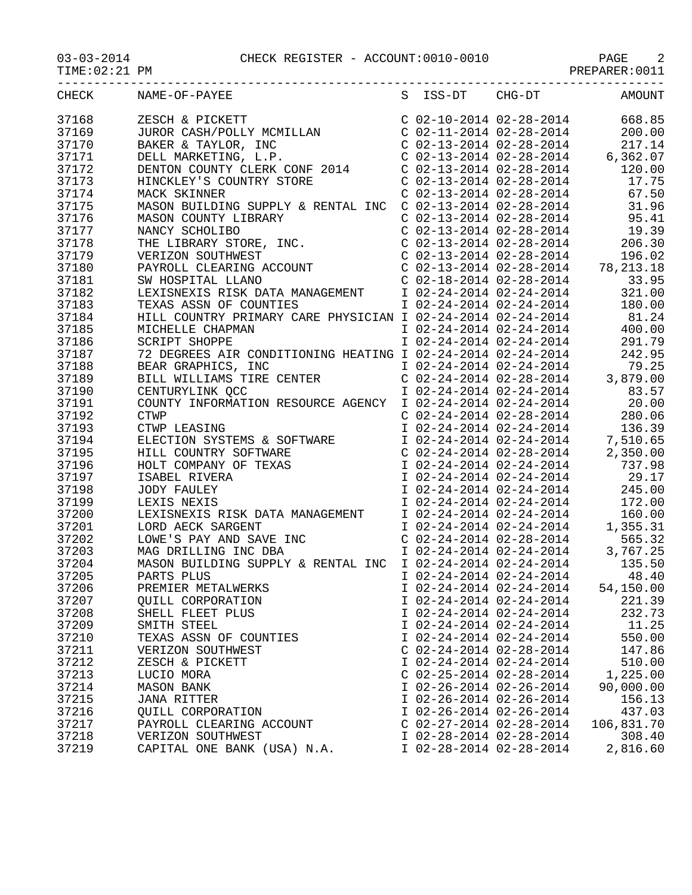03-03-2014 CHECK REGISTER - ACCOUNT:0010-0010

TIME:02:21 PM PREPARER:0011

| CHECK | NAME-OF-PAYEE | S | ISS-DT | CHG-DT | AMOUNT |
|---|---|---|---|---|---|
| 37168 | ZESCH & PICKETT | C | 02-10-2014 | 02-28-2014 | 668.85 |
| 37169 | JUROR CASH/POLLY MCMILLAN | C | 02-11-2014 | 02-28-2014 | 200.00 |
| 37170 | BAKER & TAYLOR, INC | C | 02-13-2014 | 02-28-2014 | 217.14 |
| 37171 | DELL MARKETING, L.P. | C | 02-13-2014 | 02-28-2014 | 6,362.07 |
| 37172 | DENTON COUNTY CLERK CONF 2014 | C | 02-13-2014 | 02-28-2014 | 120.00 |
| 37173 | HINCKLEY'S COUNTRY STORE | C | 02-13-2014 | 02-28-2014 | 17.75 |
| 37174 | MACK SKINNER | C | 02-13-2014 | 02-28-2014 | 67.50 |
| 37175 | MASON BUILDING SUPPLY & RENTAL INC | C | 02-13-2014 | 02-28-2014 | 31.96 |
| 37176 | MASON COUNTY LIBRARY | C | 02-13-2014 | 02-28-2014 | 95.41 |
| 37177 | NANCY SCHOLIBO | C | 02-13-2014 | 02-28-2014 | 19.39 |
| 37178 | THE LIBRARY STORE, INC. | C | 02-13-2014 | 02-28-2014 | 206.30 |
| 37179 | VERIZON SOUTHWEST | C | 02-13-2014 | 02-28-2014 | 196.02 |
| 37180 | PAYROLL CLEARING ACCOUNT | C | 02-13-2014 | 02-28-2014 | 78,213.18 |
| 37181 | SW HOSPITAL LLANO | C | 02-18-2014 | 02-28-2014 | 33.95 |
| 37182 | LEXISNEXIS RISK DATA MANAGEMENT | I | 02-24-2014 | 02-24-2014 | 321.00 |
| 37183 | TEXAS ASSN OF COUNTIES | I | 02-24-2014 | 02-24-2014 | 180.00 |
| 37184 | HILL COUNTRY PRIMARY CARE PHYSICIAN | I | 02-24-2014 | 02-24-2014 | 81.24 |
| 37185 | MICHELLE CHAPMAN | I | 02-24-2014 | 02-24-2014 | 400.00 |
| 37186 | SCRIPT SHOPPE | I | 02-24-2014 | 02-24-2014 | 291.79 |
| 37187 | 72 DEGREES AIR CONDITIONING HEATING | I | 02-24-2014 | 02-24-2014 | 242.95 |
| 37188 | BEAR GRAPHICS, INC | I | 02-24-2014 | 02-24-2014 | 79.25 |
| 37189 | BILL WILLIAMS TIRE CENTER | C | 02-24-2014 | 02-28-2014 | 3,879.00 |
| 37190 | CENTURYLINK QCC | I | 02-24-2014 | 02-24-2014 | 83.57 |
| 37191 | COUNTY INFORMATION RESOURCE AGENCY | I | 02-24-2014 | 02-24-2014 | 20.00 |
| 37192 | CTWP | C | 02-24-2014 | 02-28-2014 | 280.06 |
| 37193 | CTWP LEASING | I | 02-24-2014 | 02-24-2014 | 136.39 |
| 37194 | ELECTION SYSTEMS & SOFTWARE | I | 02-24-2014 | 02-24-2014 | 7,510.65 |
| 37195 | HILL COUNTRY SOFTWARE | C | 02-24-2014 | 02-28-2014 | 2,350.00 |
| 37196 | HOLT COMPANY OF TEXAS | I | 02-24-2014 | 02-24-2014 | 737.98 |
| 37197 | ISABEL RIVERA | I | 02-24-2014 | 02-24-2014 | 29.17 |
| 37198 | JODY FAULEY | I | 02-24-2014 | 02-24-2014 | 245.00 |
| 37199 | LEXIS NEXIS | I | 02-24-2014 | 02-24-2014 | 172.00 |
| 37200 | LEXISNEXIS RISK DATA MANAGEMENT | I | 02-24-2014 | 02-24-2014 | 160.00 |
| 37201 | LORD AECK SARGENT | I | 02-24-2014 | 02-24-2014 | 1,355.31 |
| 37202 | LOWE'S PAY AND SAVE INC | C | 02-24-2014 | 02-28-2014 | 565.32 |
| 37203 | MAG DRILLING INC DBA | I | 02-24-2014 | 02-24-2014 | 3,767.25 |
| 37204 | MASON BUILDING SUPPLY & RENTAL INC | I | 02-24-2014 | 02-24-2014 | 135.50 |
| 37205 | PARTS PLUS | I | 02-24-2014 | 02-24-2014 | 48.40 |
| 37206 | PREMIER METALWERKS | I | 02-24-2014 | 02-24-2014 | 54,150.00 |
| 37207 | QUILL CORPORATION | I | 02-24-2014 | 02-24-2014 | 221.39 |
| 37208 | SHELL FLEET PLUS | I | 02-24-2014 | 02-24-2014 | 232.73 |
| 37209 | SMITH STEEL | I | 02-24-2014 | 02-24-2014 | 11.25 |
| 37210 | TEXAS ASSN OF COUNTIES | I | 02-24-2014 | 02-24-2014 | 550.00 |
| 37211 | VERIZON SOUTHWEST | C | 02-24-2014 | 02-28-2014 | 147.86 |
| 37212 | ZESCH & PICKETT | I | 02-24-2014 | 02-24-2014 | 510.00 |
| 37213 | LUCIO MORA | C | 02-25-2014 | 02-28-2014 | 1,225.00 |
| 37214 | MASON BANK | I | 02-26-2014 | 02-26-2014 | 90,000.00 |
| 37215 | JANA RITTER | I | 02-26-2014 | 02-26-2014 | 156.13 |
| 37216 | QUILL CORPORATION | I | 02-26-2014 | 02-26-2014 | 437.03 |
| 37217 | PAYROLL CLEARING ACCOUNT | C | 02-27-2014 | 02-28-2014 | 106,831.70 |
| 37218 | VERIZON SOUTHWEST | I | 02-28-2014 | 02-28-2014 | 308.40 |
| 37219 | CAPITAL ONE BANK (USA) N.A. | I | 02-28-2014 | 02-28-2014 | 2,816.60 |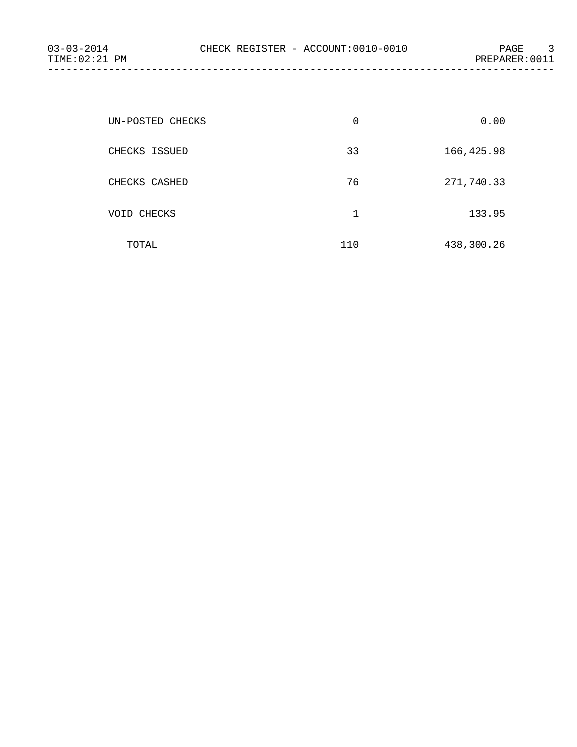| | | |
|---|---|---|
| UN-POSTED CHECKS | 0 | 0.00 |
| CHECKS ISSUED | 33 | 166,425.98 |
| CHECKS CASHED | 76 | 271,740.33 |
| VOID CHECKS | 1 | 133.95 |
| TOTAL | 110 | 438,300.26 |